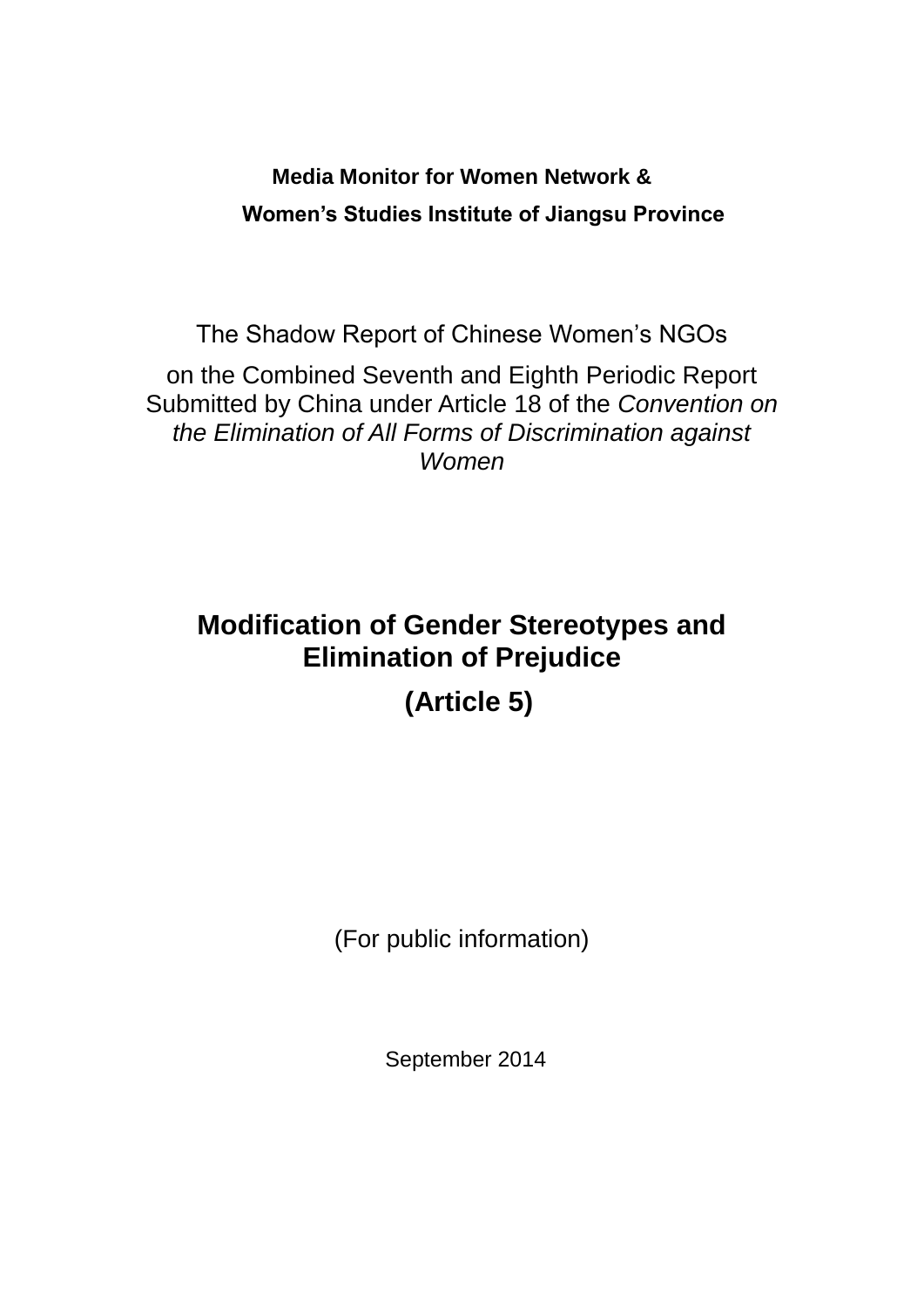**Media Monitor for Women Network &**

**Women's Studies Institute of Jiangsu Province**

The Shadow Report of Chinese Women's NGOs

on the Combined Seventh and Eighth Periodic Report Submitted by China under Article 18 of the *Convention on the Elimination of All Forms of Discrimination against Women*

# Modification of Gender Stereotypes and Elimination of Prejudice

# (Article 5)

(For public information)

September 2014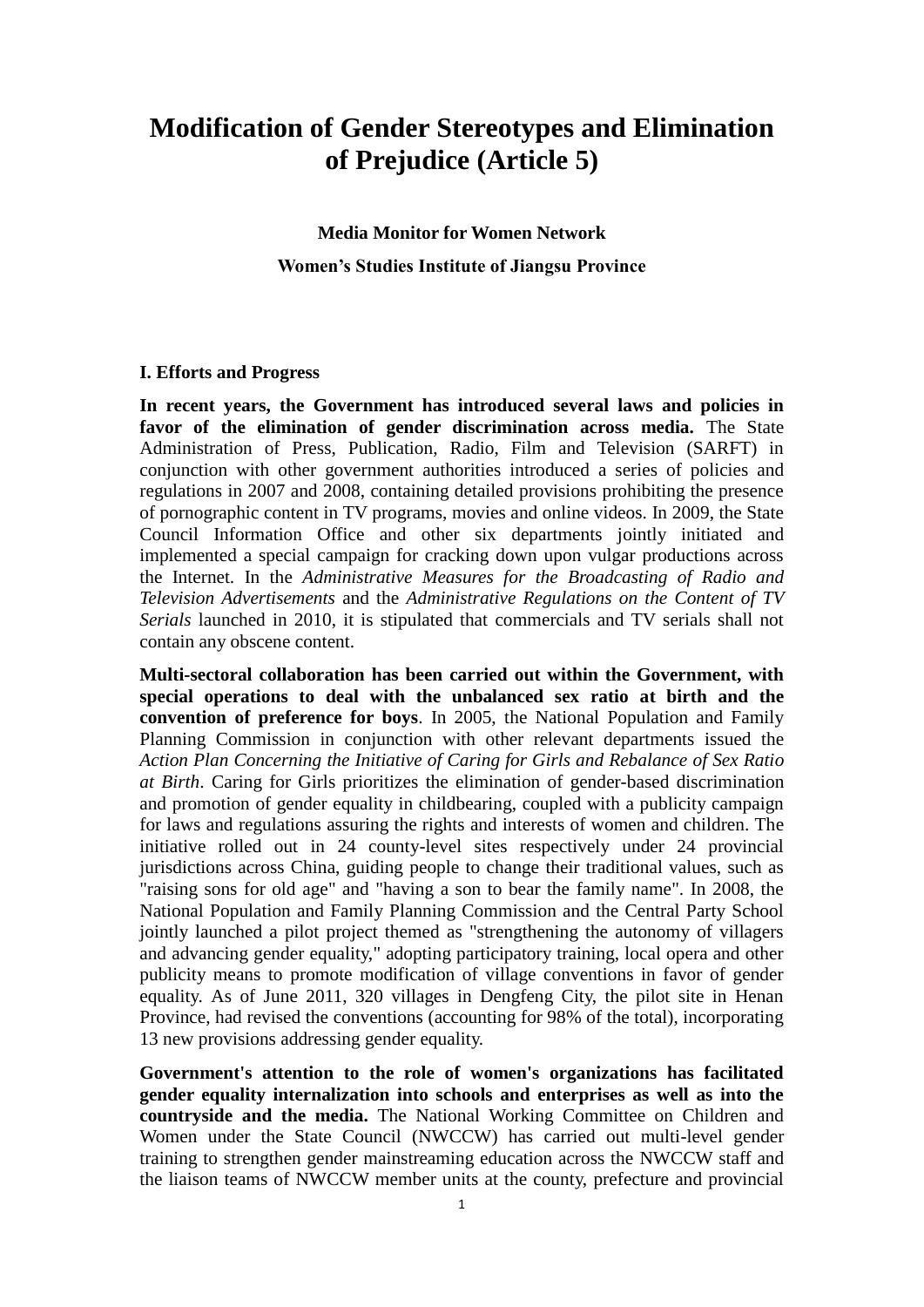# Modification of Gender Stereotypes and Elimination of Prejudice (Article 5)

**Media Monitor for Women Network**

**Women's Studies Institute of Jiangsu Province**

## I. Efforts and Progress

**In recent years, the Government has introduced several laws and policies in favor of the elimination of gender discrimination across media.** The State Administration of Press, Publication, Radio, Film and Television (SARFT) in conjunction with other government authorities introduced a series of policies and regulations in 2007 and 2008, containing detailed provisions prohibiting the presence of pornographic content in TV programs, movies and online videos. In 2009, the State Council Information Office and other six departments jointly initiated and implemented a special campaign for cracking down upon vulgar productions across the Internet. In the *Administrative Measures for the Broadcasting of Radio and Television Advertisements* and the *Administrative Regulations on the Content of TV Serials* launched in 2010, it is stipulated that commercials and TV serials shall not contain any obscene content.

**Multi-sectoral collaboration has been carried out within the Government, with special operations to deal with the unbalanced sex ratio at birth and the convention of preference for boys**. In 2005, the National Population and Family Planning Commission in conjunction with other relevant departments issued the *Action Plan Concerning the Initiative of Caring for Girls and Rebalance of Sex Ratio at Birth*. Caring for Girls prioritizes the elimination of gender-based discrimination and promotion of gender equality in childbearing, coupled with a publicity campaign for laws and regulations assuring the rights and interests of women and children. The initiative rolled out in 24 county-level sites respectively under 24 provincial jurisdictions across China, guiding people to change their traditional values, such as "raising sons for old age" and "having a son to bear the family name". In 2008, the National Population and Family Planning Commission and the Central Party School jointly launched a pilot project themed as "strengthening the autonomy of villagers and advancing gender equality," adopting participatory training, local opera and other publicity means to promote modification of village conventions in favor of gender equality. As of June 2011, 320 villages in Dengfeng City, the pilot site in Henan Province, had revised the conventions (accounting for 98% of the total), incorporating 13 new provisions addressing gender equality.

**Government's attention to the role of women's organizations has facilitated gender equality internalization into schools and enterprises as well as into the countryside and the media.** The National Working Committee on Children and Women under the State Council (NWCCW) has carried out multi-level gender training to strengthen gender mainstreaming education across the NWCCW staff and the liaison teams of NWCCW member units at the county, prefecture and provincial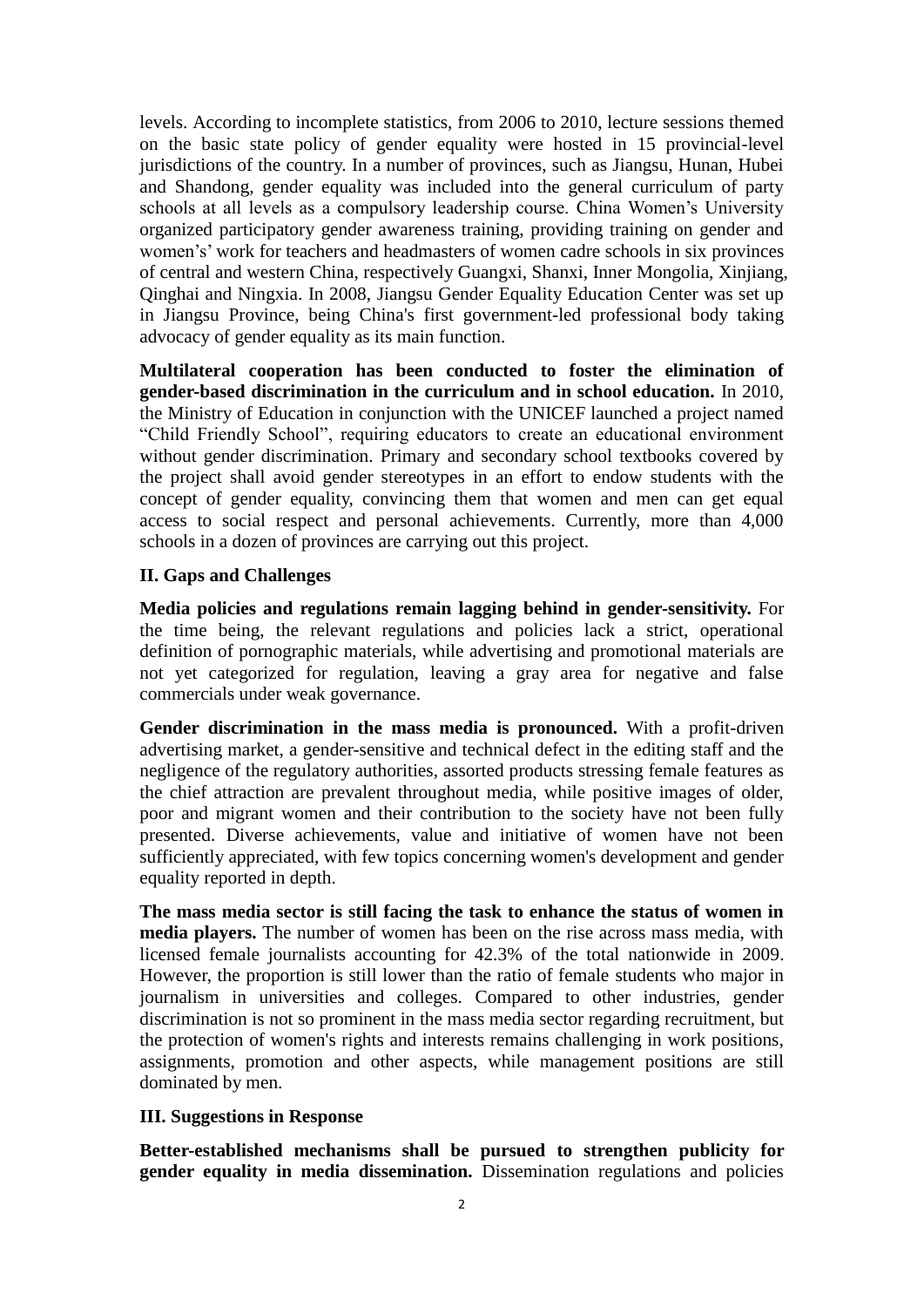levels. According to incomplete statistics, from 2006 to 2010, lecture sessions themed on the basic state policy of gender equality were hosted in 15 provincial-level jurisdictions of the country. In a number of provinces, such as Jiangsu, Hunan, Hubei and Shandong, gender equality was included into the general curriculum of party schools at all levels as a compulsory leadership course. China Women's University organized participatory gender awareness training, providing training on gender and women's' work for teachers and headmasters of women cadre schools in six provinces of central and western China, respectively Guangxi, Shanxi, Inner Mongolia, Xinjiang, Qinghai and Ningxia. In 2008, Jiangsu Gender Equality Education Center was set up in Jiangsu Province, being China's first government-led professional body taking advocacy of gender equality as its main function.

**Multilateral cooperation has been conducted to foster the elimination of gender-based discrimination in the curriculum and in school education.** In 2010, the Ministry of Education in conjunction with the UNICEF launched a project named "Child Friendly School", requiring educators to create an educational environment without gender discrimination. Primary and secondary school textbooks covered by the project shall avoid gender stereotypes in an effort to endow students with the concept of gender equality, convincing them that women and men can get equal access to social respect and personal achievements. Currently, more than 4,000 schools in a dozen of provinces are carrying out this project.

## II. Gaps and Challenges

**Media policies and regulations remain lagging behind in gender-sensitivity.** For the time being, the relevant regulations and policies lack a strict, operational definition of pornographic materials, while advertising and promotional materials are not yet categorized for regulation, leaving a gray area for negative and false commercials under weak governance.

**Gender discrimination in the mass media is pronounced.** With a profit-driven advertising market, a gender-sensitive and technical defect in the editing staff and the negligence of the regulatory authorities, assorted products stressing female features as the chief attraction are prevalent throughout media, while positive images of older, poor and migrant women and their contribution to the society have not been fully presented. Diverse achievements, value and initiative of women have not been sufficiently appreciated, with few topics concerning women's development and gender equality reported in depth.

**The mass media sector is still facing the task to enhance the status of women in media players.** The number of women has been on the rise across mass media, with licensed female journalists accounting for 42.3% of the total nationwide in 2009. However, the proportion is still lower than the ratio of female students who major in journalism in universities and colleges. Compared to other industries, gender discrimination is not so prominent in the mass media sector regarding recruitment, but the protection of women's rights and interests remains challenging in work positions, assignments, promotion and other aspects, while management positions are still dominated by men.

## III. Suggestions in Response

**Better-established mechanisms shall be pursued to strengthen publicity for gender equality in media dissemination.** Dissemination regulations and policies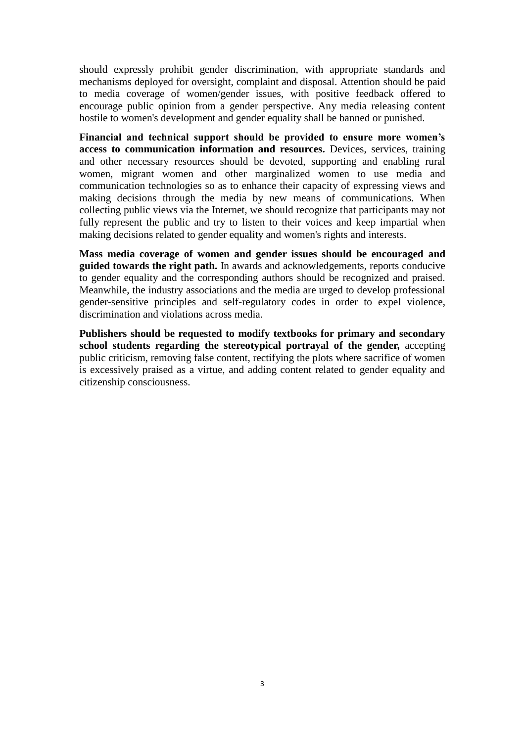should expressly prohibit gender discrimination, with appropriate standards and mechanisms deployed for oversight, complaint and disposal. Attention should be paid to media coverage of women/gender issues, with positive feedback offered to encourage public opinion from a gender perspective. Any media releasing content hostile to women's development and gender equality shall be banned or punished.

**Financial and technical support should be provided to ensure more women's access to communication information and resources.** Devices, services, training and other necessary resources should be devoted, supporting and enabling rural women, migrant women and other marginalized women to use media and communication technologies so as to enhance their capacity of expressing views and making decisions through the media by new means of communications. When collecting public views via the Internet, we should recognize that participants may not fully represent the public and try to listen to their voices and keep impartial when making decisions related to gender equality and women's rights and interests.

**Mass media coverage of women and gender issues should be encouraged and guided towards the right path.** In awards and acknowledgements, reports conducive to gender equality and the corresponding authors should be recognized and praised. Meanwhile, the industry associations and the media are urged to develop professional gender-sensitive principles and self-regulatory codes in order to expel violence, discrimination and violations across media.

**Publishers should be requested to modify textbooks for primary and secondary school students regarding the stereotypical portrayal of the gender,** accepting public criticism, removing false content, rectifying the plots where sacrifice of women is excessively praised as a virtue, and adding content related to gender equality and citizenship consciousness.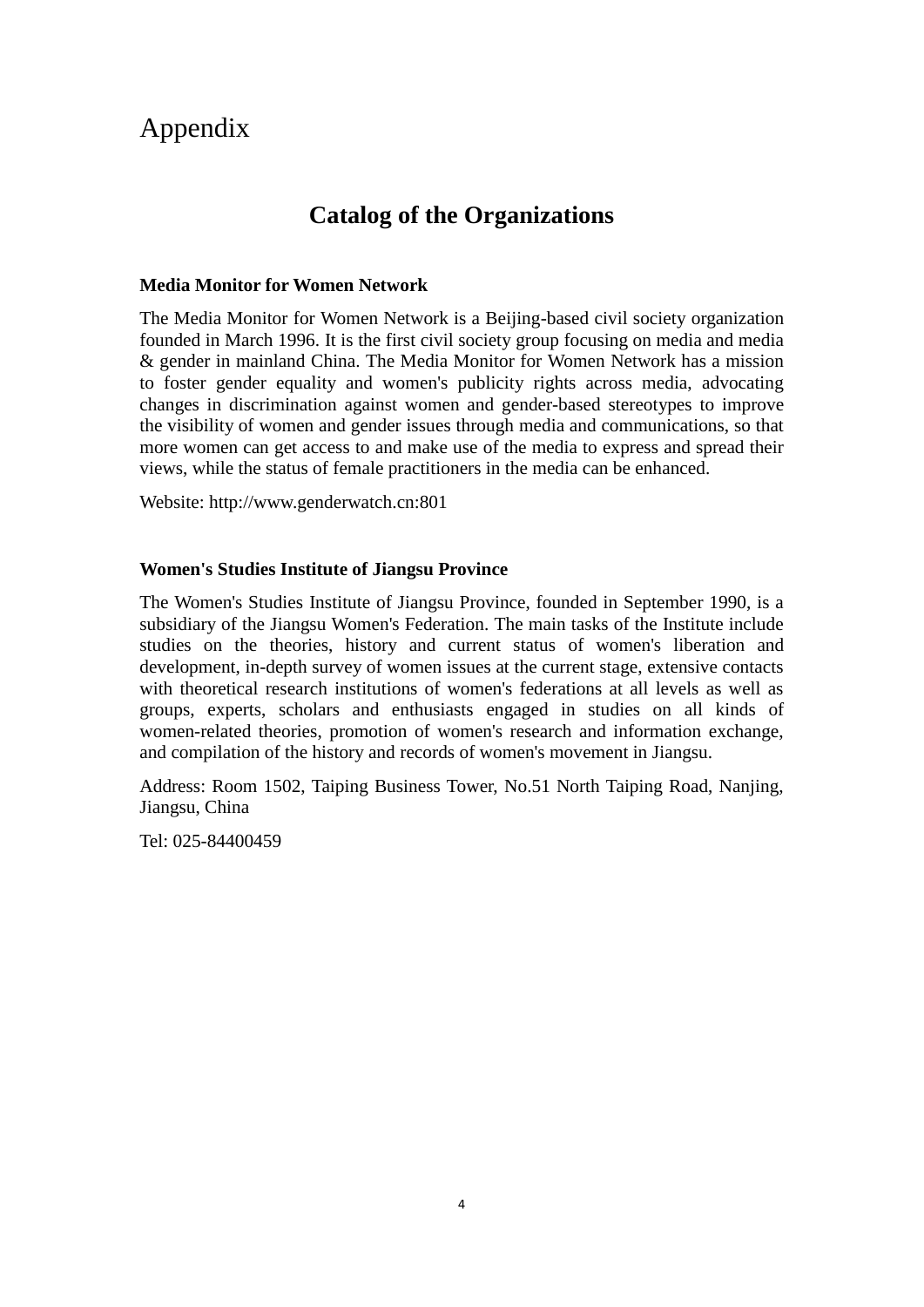# Appendix

## Catalog of the Organizations

**Media Monitor for Women Network**

The Media Monitor for Women Network is a Beijing-based civil society organization founded in March 1996. It is the first civil society group focusing on media and media & gender in mainland China. The Media Monitor for Women Network has a mission to foster gender equality and women's publicity rights across media, advocating changes in discrimination against women and gender-based stereotypes to improve the visibility of women and gender issues through media and communications, so that more women can get access to and make use of the media to express and spread their views, while the status of female practitioners in the media can be enhanced.

Website: http://www.genderwatch.cn:801

**Women's Studies Institute of Jiangsu Province**

The Women's Studies Institute of Jiangsu Province, founded in September 1990, is a subsidiary of the Jiangsu Women's Federation. The main tasks of the Institute include studies on the theories, history and current status of women's liberation and development, in-depth survey of women issues at the current stage, extensive contacts with theoretical research institutions of women's federations at all levels as well as groups, experts, scholars and enthusiasts engaged in studies on all kinds of women-related theories, promotion of women's research and information exchange, and compilation of the history and records of women's movement in Jiangsu.

Address: Room 1502, Taiping Business Tower, No.51 North Taiping Road, Nanjing, Jiangsu, China

Tel: 025-84400459